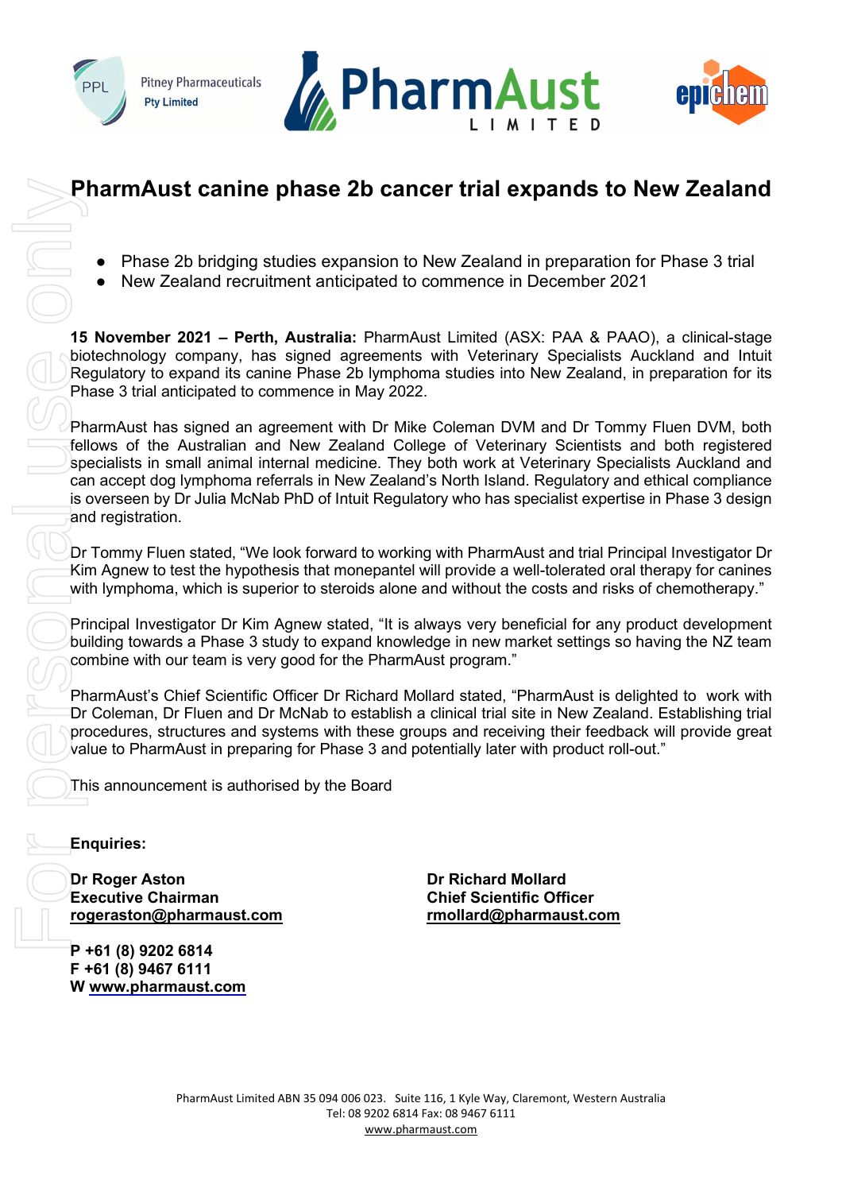# PharmAust canine phase 2b cancer trial expands to New Zealand

- Phase 2b bridging studies expansion to New Zealand in preparation for Phase 3 trial
- New Zealand recruitment anticipated to commence in December 2021

**15 November 2021 – Perth, Australia:** PharmAust Limited (ASX: PAA & PAAO), a clinical-stage biotechnology company, has signed agreements with Veterinary Specialists Auckland and Intuit Regulatory to expand its canine Phase 2b lymphoma studies into New Zealand, in preparation for its Phase 3 trial anticipated to commence in May 2022.

PharmAust has signed an agreement with Dr Mike Coleman DVM and Dr Tommy Fluen DVM, both fellows of the Australian and New Zealand College of Veterinary Scientists and both registered specialists in small animal internal medicine. They both work at Veterinary Specialists Auckland and can accept dog lymphoma referrals in New Zealand's North Island. Regulatory and ethical compliance is overseen by Dr Julia McNab PhD of Intuit Regulatory who has specialist expertise in Phase 3 design and registration.

Dr Tommy Fluen stated, "We look forward to working with PharmAust and trial Principal Investigator Dr Kim Agnew to test the hypothesis that monepantel will provide a well-tolerated oral therapy for canines with lymphoma, which is superior to steroids alone and without the costs and risks of chemotherapy."

Principal Investigator Dr Kim Agnew stated, "It is always very beneficial for any product development building towards a Phase 3 study to expand knowledge in new market settings so having the NZ team combine with our team is very good for the PharmAust program."

PharmAust's Chief Scientific Officer Dr Richard Mollard stated, "PharmAust is delighted to work with Dr Coleman, Dr Fluen and Dr McNab to establish a clinical trial site in New Zealand. Establishing trial procedures, structures and systems with these groups and receiving their feedback will provide great value to PharmAust in preparing for Phase 3 and potentially later with product roll-out."

This announcement is authorised by the Board

**Enquiries:**

**Dr Roger Aston**
**Executive Chairman**
**rogeraston@pharmaust.com**

**Dr Richard Mollard**
**Chief Scientific Officer**
**rmollard@pharmaust.com**

**P +61 (8) 9202 6814**
**F +61 (8) 9467 6111**
**W www.pharmaust.com**

PharmAust Limited ABN 35 094 006 023. Suite 116, 1 Kyle Way, Claremont, Western Australia
Tel: 08 9202 6814 Fax: 08 9467 6111
www.pharmaust.com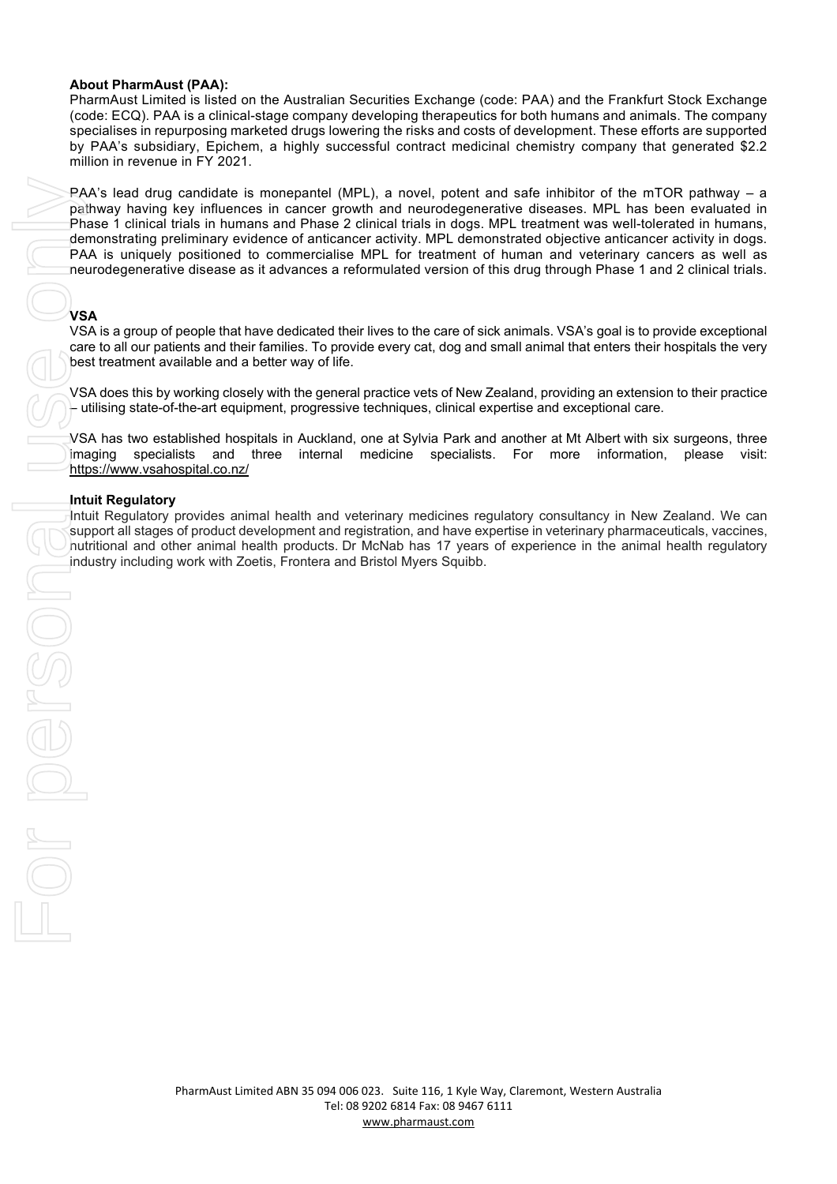**About PharmAust (PAA):**

PharmAust Limited is listed on the Australian Securities Exchange (code: PAA) and the Frankfurt Stock Exchange (code: ECQ). PAA is a clinical-stage company developing therapeutics for both humans and animals. The company specialises in repurposing marketed drugs lowering the risks and costs of development. These efforts are supported by PAA's subsidiary, Epichem, a highly successful contract medicinal chemistry company that generated $2.2 million in revenue in FY 2021.

PAA's lead drug candidate is monepantel (MPL), a novel, potent and safe inhibitor of the mTOR pathway – a pathway having key influences in cancer growth and neurodegenerative diseases. MPL has been evaluated in Phase 1 clinical trials in humans and Phase 2 clinical trials in dogs. MPL treatment was well-tolerated in humans, demonstrating preliminary evidence of anticancer activity. MPL demonstrated objective anticancer activity in dogs. PAA is uniquely positioned to commercialise MPL for treatment of human and veterinary cancers as well as neurodegenerative disease as it advances a reformulated version of this drug through Phase 1 and 2 clinical trials.

**VSA**

VSA is a group of people that have dedicated their lives to the care of sick animals. VSA's goal is to provide exceptional care to all our patients and their families. To provide every cat, dog and small animal that enters their hospitals the very best treatment available and a better way of life.

VSA does this by working closely with the general practice vets of New Zealand, providing an extension to their practice – utilising state-of-the-art equipment, progressive techniques, clinical expertise and exceptional care.

VSA has two established hospitals in Auckland, one at Sylvia Park and another at Mt Albert with six surgeons, three imaging specialists and three internal medicine specialists. For more information, please visit: https://www.vsahospital.co.nz/

**Intuit Regulatory**

Intuit Regulatory provides animal health and veterinary medicines regulatory consultancy in New Zealand. We can support all stages of product development and registration, and have expertise in veterinary pharmaceuticals, vaccines, nutritional and other animal health products. Dr McNab has 17 years of experience in the animal health regulatory industry including work with Zoetis, Frontera and Bristol Myers Squibb.

PharmAust Limited ABN 35 094 006 023. Suite 116, 1 Kyle Way, Claremont, Western Australia
Tel: 08 9202 6814 Fax: 08 9467 6111
www.pharmaust.com